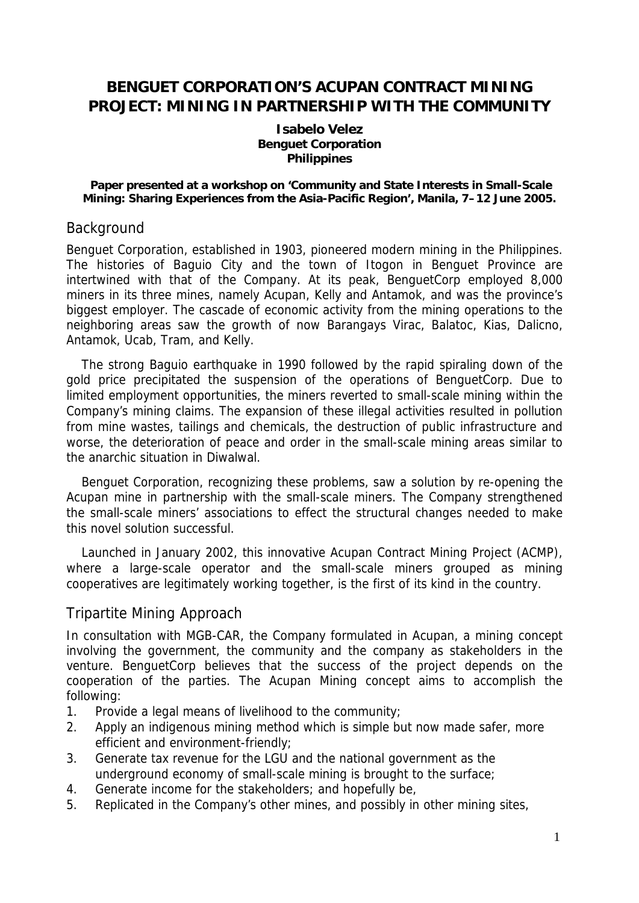# BENGUET CORPORATION'S ACUPAN CONTRACT MINING PROJECT: MINING IN PARTNERSHIP WITH THE COMMUNITY

**Isabelo Velez**
**Benguet Corporation**
**Philippines**

**Paper presented at a workshop on 'Community and State Interests in Small-Scale Mining: Sharing Experiences from the Asia-Pacific Region', Manila, 7–12 June 2005.**

## Background

Benguet Corporation, established in 1903, pioneered modern mining in the Philippines. The histories of Baguio City and the town of Itogon in Benguet Province are intertwined with that of the Company. At its peak, BenguetCorp employed 8,000 miners in its three mines, namely Acupan, Kelly and Antamok, and was the province's biggest employer. The cascade of economic activity from the mining operations to the neighboring areas saw the growth of now Barangays Virac, Balatoc, Kias, Dalicno, Antamok, Ucab, Tram, and Kelly.

The strong Baguio earthquake in 1990 followed by the rapid spiraling down of the gold price precipitated the suspension of the operations of BenguetCorp. Due to limited employment opportunities, the miners reverted to small-scale mining within the Company's mining claims. The expansion of these illegal activities resulted in pollution from mine wastes, tailings and chemicals, the destruction of public infrastructure and worse, the deterioration of peace and order in the small-scale mining areas similar to the anarchic situation in Diwalwal.

Benguet Corporation, recognizing these problems, saw a solution by re-opening the Acupan mine in partnership with the small-scale miners. The Company strengthened the small-scale miners' associations to effect the structural changes needed to make this novel solution successful.

Launched in January 2002, this innovative Acupan Contract Mining Project (ACMP), where a large-scale operator and the small-scale miners grouped as mining cooperatives are legitimately working together, is the first of its kind in the country.

## Tripartite Mining Approach

In consultation with MGB-CAR, the Company formulated in Acupan, a mining concept involving the government, the community and the company as stakeholders in the venture. BenguetCorp believes that the success of the project depends on the cooperation of the parties. The Acupan Mining concept aims to accomplish the following:

1. Provide a legal means of livelihood to the community;
2. Apply an indigenous mining method which is simple but now made safer, more efficient and environment-friendly;
3. Generate tax revenue for the LGU and the national government as the underground economy of small-scale mining is brought to the surface;
4. Generate income for the stakeholders; and hopefully be,
5. Replicated in the Company's other mines, and possibly in other mining sites,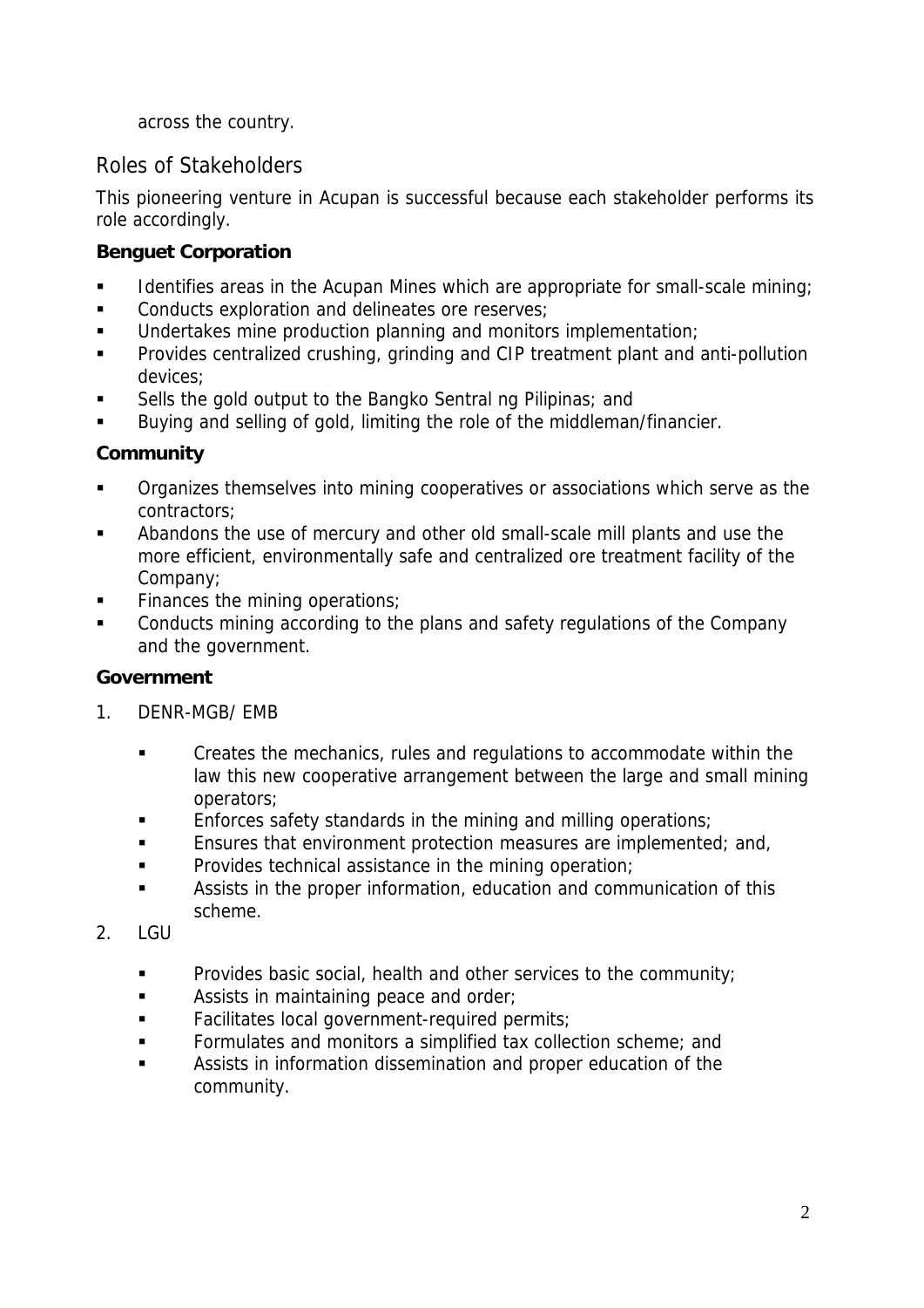across the country.

## Roles of Stakeholders

This pioneering venture in Acupan is successful because each stakeholder performs its role accordingly.

**Benguet Corporation**

- Identifies areas in the Acupan Mines which are appropriate for small-scale mining;
- Conducts exploration and delineates ore reserves;
- Undertakes mine production planning and monitors implementation;
- Provides centralized crushing, grinding and CIP treatment plant and anti-pollution devices;
- Sells the gold output to the Bangko Sentral ng Pilipinas; and
- Buying and selling of gold, limiting the role of the middleman/financier.

**Community**

- Organizes themselves into mining cooperatives or associations which serve as the contractors;
- Abandons the use of mercury and other old small-scale mill plants and use the more efficient, environmentally safe and centralized ore treatment facility of the Company;
- Finances the mining operations;
- Conducts mining according to the plans and safety regulations of the Company and the government.

**Government**

1. DENR-MGB/ EMB
    - Creates the mechanics, rules and regulations to accommodate within the law this new cooperative arrangement between the large and small mining operators;
    - Enforces safety standards in the mining and milling operations;
    - Ensures that environment protection measures are implemented; and,
    - Provides technical assistance in the mining operation;
    - Assists in the proper information, education and communication of this scheme.
2. LGU
    - Provides basic social, health and other services to the community;
    - Assists in maintaining peace and order;
    - Facilitates local government-required permits;
    - Formulates and monitors a simplified tax collection scheme; and
    - Assists in information dissemination and proper education of the community.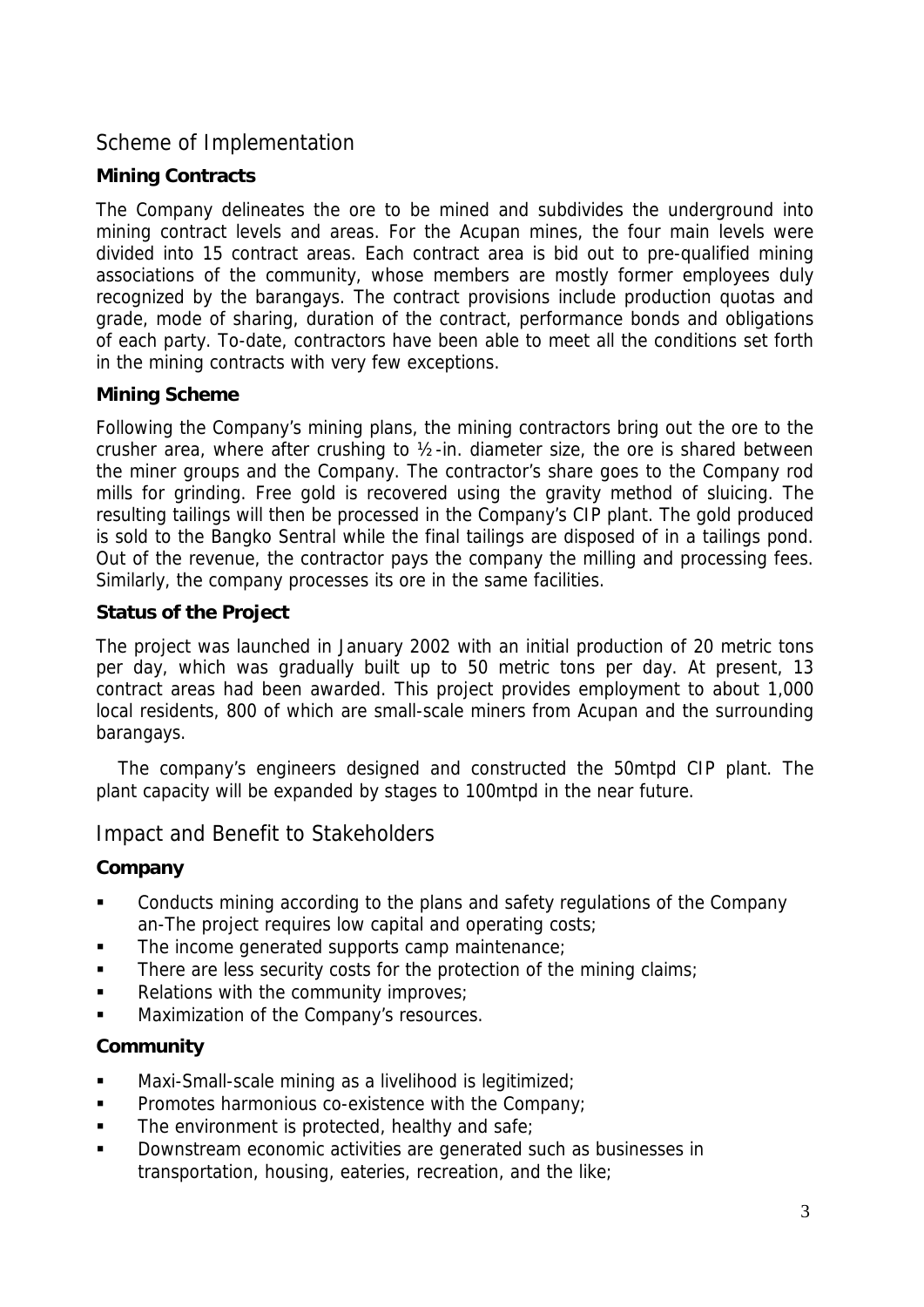## Scheme of Implementation

### Mining Contracts

The Company delineates the ore to be mined and subdivides the underground into mining contract levels and areas. For the Acupan mines, the four main levels were divided into 15 contract areas. Each contract area is bid out to pre-qualified mining associations of the community, whose members are mostly former employees duly recognized by the barangays. The contract provisions include production quotas and grade, mode of sharing, duration of the contract, performance bonds and obligations of each party. To-date, contractors have been able to meet all the conditions set forth in the mining contracts with very few exceptions.

### Mining Scheme

Following the Company's mining plans, the mining contractors bring out the ore to the crusher area, where after crushing to ½-in. diameter size, the ore is shared between the miner groups and the Company. The contractor's share goes to the Company rod mills for grinding. Free gold is recovered using the gravity method of sluicing. The resulting tailings will then be processed in the Company's CIP plant. The gold produced is sold to the Bangko Sentral while the final tailings are disposed of in a tailings pond. Out of the revenue, the contractor pays the company the milling and processing fees. Similarly, the company processes its ore in the same facilities.

### Status of the Project

The project was launched in January 2002 with an initial production of 20 metric tons per day, which was gradually built up to 50 metric tons per day. At present, 13 contract areas had been awarded. This project provides employment to about 1,000 local residents, 800 of which are small-scale miners from Acupan and the surrounding barangays.

The company's engineers designed and constructed the 50mtpd CIP plant. The plant capacity will be expanded by stages to 100mtpd in the near future.

## Impact and Benefit to Stakeholders

### Company

- Conducts mining according to the plans and safety regulations of the Company an-The project requires low capital and operating costs;
- The income generated supports camp maintenance;
- There are less security costs for the protection of the mining claims;
- Relations with the community improves;
- Maximization of the Company's resources.

### Community

- Maxi-Small-scale mining as a livelihood is legitimized;
- Promotes harmonious co-existence with the Company;
- The environment is protected, healthy and safe;
- Downstream economic activities are generated such as businesses in transportation, housing, eateries, recreation, and the like;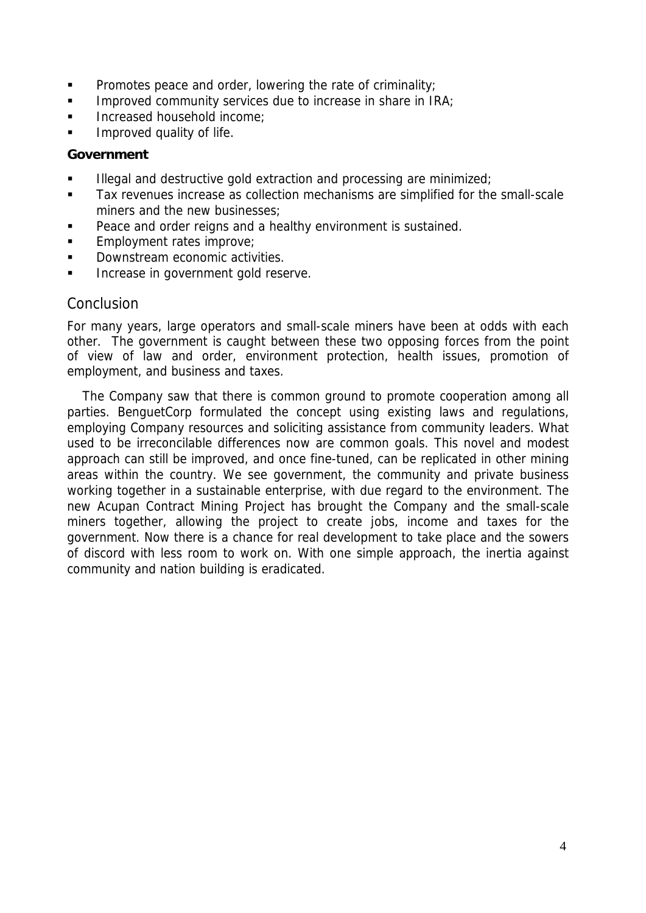- Promotes peace and order, lowering the rate of criminality;
- Improved community services due to increase in share in IRA;
- Increased household income;
- Improved quality of life.

**Government**

- Illegal and destructive gold extraction and processing are minimized;
- Tax revenues increase as collection mechanisms are simplified for the small-scale miners and the new businesses;
- Peace and order reigns and a healthy environment is sustained.
- Employment rates improve;
- Downstream economic activities.
- Increase in government gold reserve.

## Conclusion

For many years, large operators and small-scale miners have been at odds with each other. The government is caught between these two opposing forces from the point of view of law and order, environment protection, health issues, promotion of employment, and business and taxes.

The Company saw that there is common ground to promote cooperation among all parties. BenguetCorp formulated the concept using existing laws and regulations, employing Company resources and soliciting assistance from community leaders. What used to be irreconcilable differences now are common goals. This novel and modest approach can still be improved, and once fine-tuned, can be replicated in other mining areas within the country. We see government, the community and private business working together in a sustainable enterprise, with due regard to the environment. The new Acupan Contract Mining Project has brought the Company and the small-scale miners together, allowing the project to create jobs, income and taxes for the government. Now there is a chance for real development to take place and the sowers of discord with less room to work on. With one simple approach, the inertia against community and nation building is eradicated.